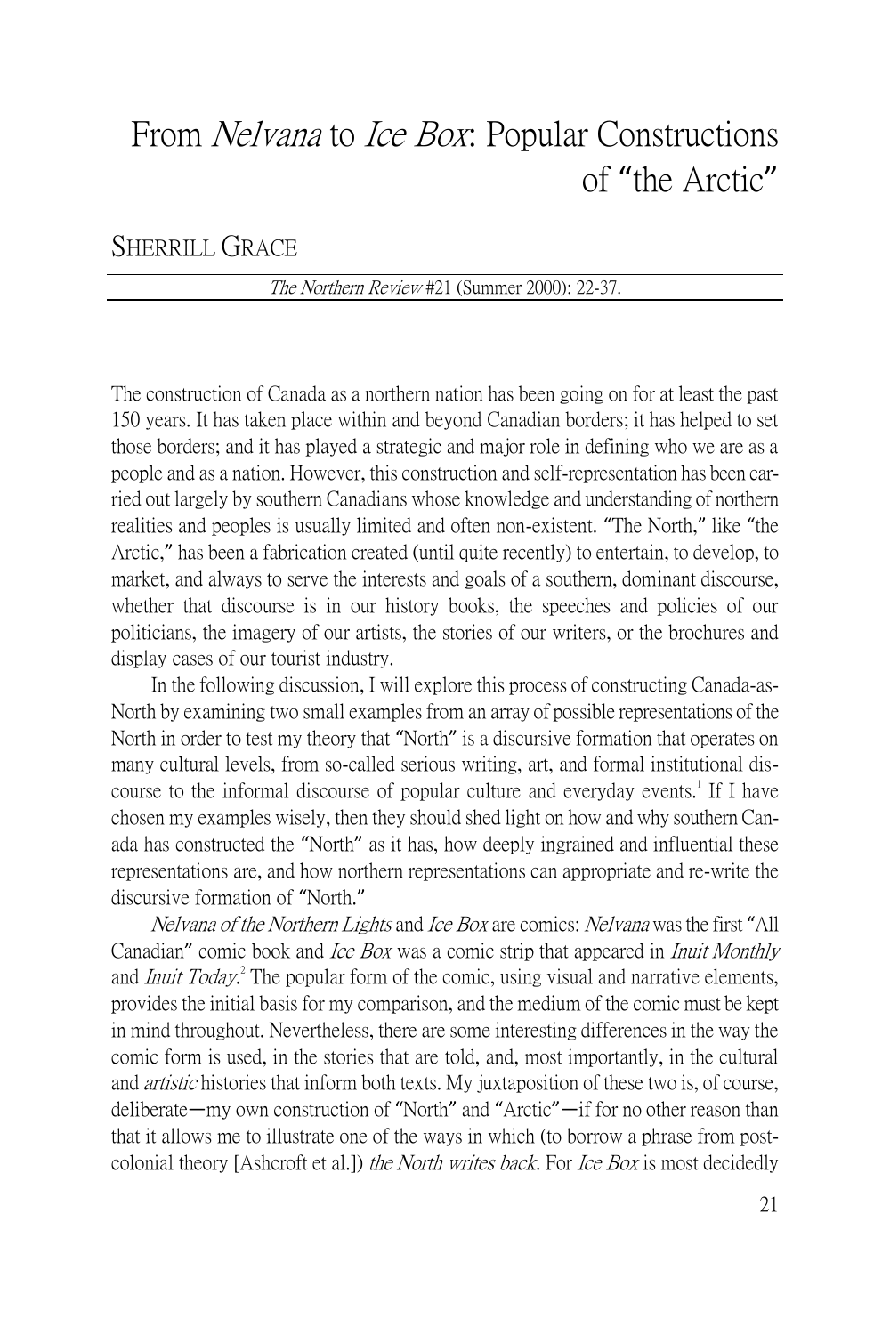# From *Nelvana* to *Ice Box*: Popular Constructions of "the Arctic"

SHERRILL GRACE

*The Northern Review* #21 (Summer 2000): 22-37.

The construction of Canada as a northern nation has been going on for at least the past 150 years. It has taken place within and beyond Canadian borders; it has helped to set those borders; and it has played a strategic and major role in defining who we are as a people and as a nation. However, this construction and self-representation has been carried out largely by southern Canadians whose knowledge and understanding of northern realities and peoples is usually limited and often non-existent. "The North," like "the Arctic," has been a fabrication created (until quite recently) to entertain, to develop, to market, and always to serve the interests and goals of a southern, dominant discourse, whether that discourse is in our history books, the speeches and policies of our politicians, the imagery of our artists, the stories of our writers, or the brochures and display cases of our tourist industry.

In the following discussion, I will explore this process of constructing Canada-as-North by examining two small examples from an array of possible representations of the North in order to test my theory that "North" is a discursive formation that operates on many cultural levels, from so-called serious writing, art, and formal institutional discourse to the informal discourse of popular culture and everyday events.[1] If I have chosen my examples wisely, then they should shed light on how and why southern Canada has constructed the "North" as it has, how deeply ingrained and influential these representations are, and how northern representations can appropriate and re-write the discursive formation of "North."

*Nelvana of the Northern Lights* and *Ice Box* are comics: *Nelvana* was the first "All Canadian" comic book and *Ice Box* was a comic strip that appeared in *Inuit Monthly* and *Inuit Today*.[2] The popular form of the comic, using visual and narrative elements, provides the initial basis for my comparison, and the medium of the comic must be kept in mind throughout. Nevertheless, there are some interesting differences in the way the comic form is used, in the stories that are told, and, most importantly, in the cultural and *artistic* histories that inform both texts. My juxtaposition of these two is, of course, deliberate—my own construction of "North" and "Arctic"—if for no other reason than that it allows me to illustrate one of the ways in which (to borrow a phrase from post-colonial theory [Ashcroft et al.]) *the North writes back*. For *Ice Box* is most decidedly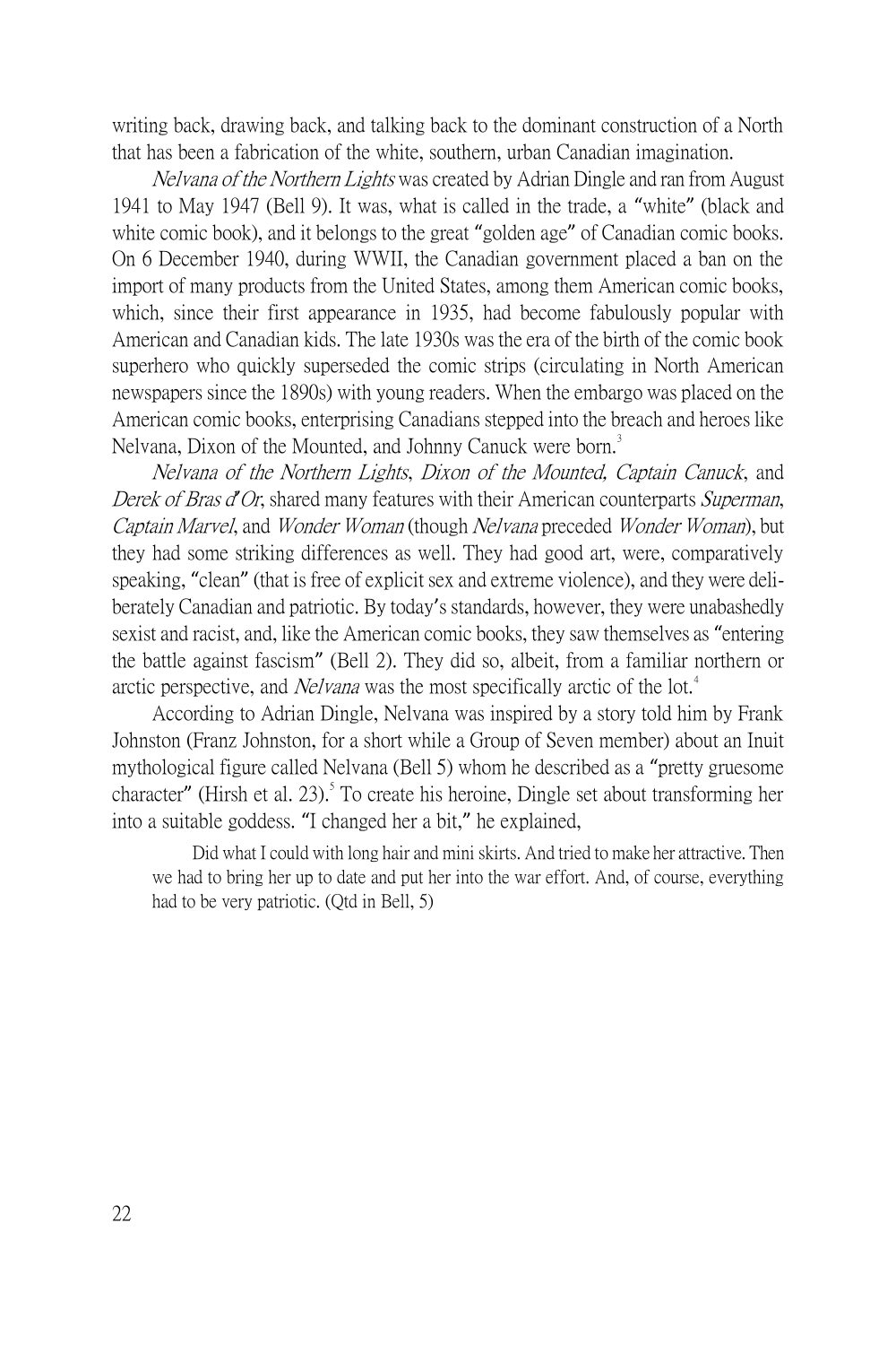writing back, drawing back, and talking back to the dominant construction of a North that has been a fabrication of the white, southern, urban Canadian imagination.

*Nelvana of the Northern Lights* was created by Adrian Dingle and ran from August 1941 to May 1947 (Bell 9). It was, what is called in the trade, a "white" (black and white comic book), and it belongs to the great "golden age" of Canadian comic books. On 6 December 1940, during WWII, the Canadian government placed a ban on the import of many products from the United States, among them American comic books, which, since their first appearance in 1935, had become fabulously popular with American and Canadian kids. The late 1930s was the era of the birth of the comic book superhero who quickly superseded the comic strips (circulating in North American newspapers since the 1890s) with young readers. When the embargo was placed on the American comic books, enterprising Canadians stepped into the breach and heroes like Nelvana, Dixon of the Mounted, and Johnny Canuck were born.[3]

*Nelvana of the Northern Lights*, *Dixon of the Mounted, Captain Canuck*, and *Derek of Bras d'Or*, shared many features with their American counterparts *Superman*, *Captain Marvel*, and *Wonder Woman* (though *Nelvana* preceded *Wonder Woman*), but they had some striking differences as well. They had good art, were, comparatively speaking, "clean" (that is free of explicit sex and extreme violence), and they were deliberately Canadian and patriotic. By today's standards, however, they were unabashedly sexist and racist, and, like the American comic books, they saw themselves as "entering the battle against fascism" (Bell 2). They did so, albeit, from a familiar northern or arctic perspective, and *Nelvana* was the most specifically arctic of the lot.[4]

According to Adrian Dingle, Nelvana was inspired by a story told him by Frank Johnston (Franz Johnston, for a short while a Group of Seven member) about an Inuit mythological figure called Nelvana (Bell 5) whom he described as a "pretty gruesome character" (Hirsh et al. 23).[5] To create his heroine, Dingle set about transforming her into a suitable goddess. "I changed her a bit," he explained,

> Did what I could with long hair and mini skirts. And tried to make her attractive. Then we had to bring her up to date and put her into the war effort. And, of course, everything had to be very patriotic. (Qtd in Bell, 5)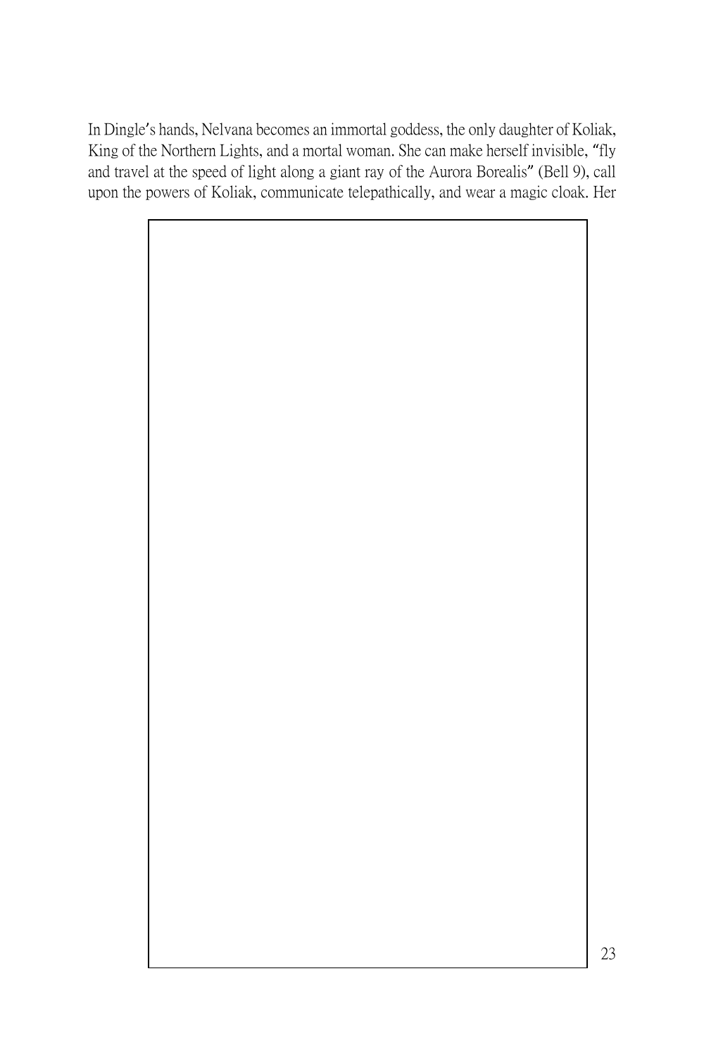In Dingle's hands, Nelvana becomes an immortal goddess, the only daughter of Koliak, King of the Northern Lights, and a mortal woman. She can make herself invisible, "fly and travel at the speed of light along a giant ray of the Aurora Borealis" (Bell 9), call upon the powers of Koliak, communicate telepathically, and wear a magic cloak. Her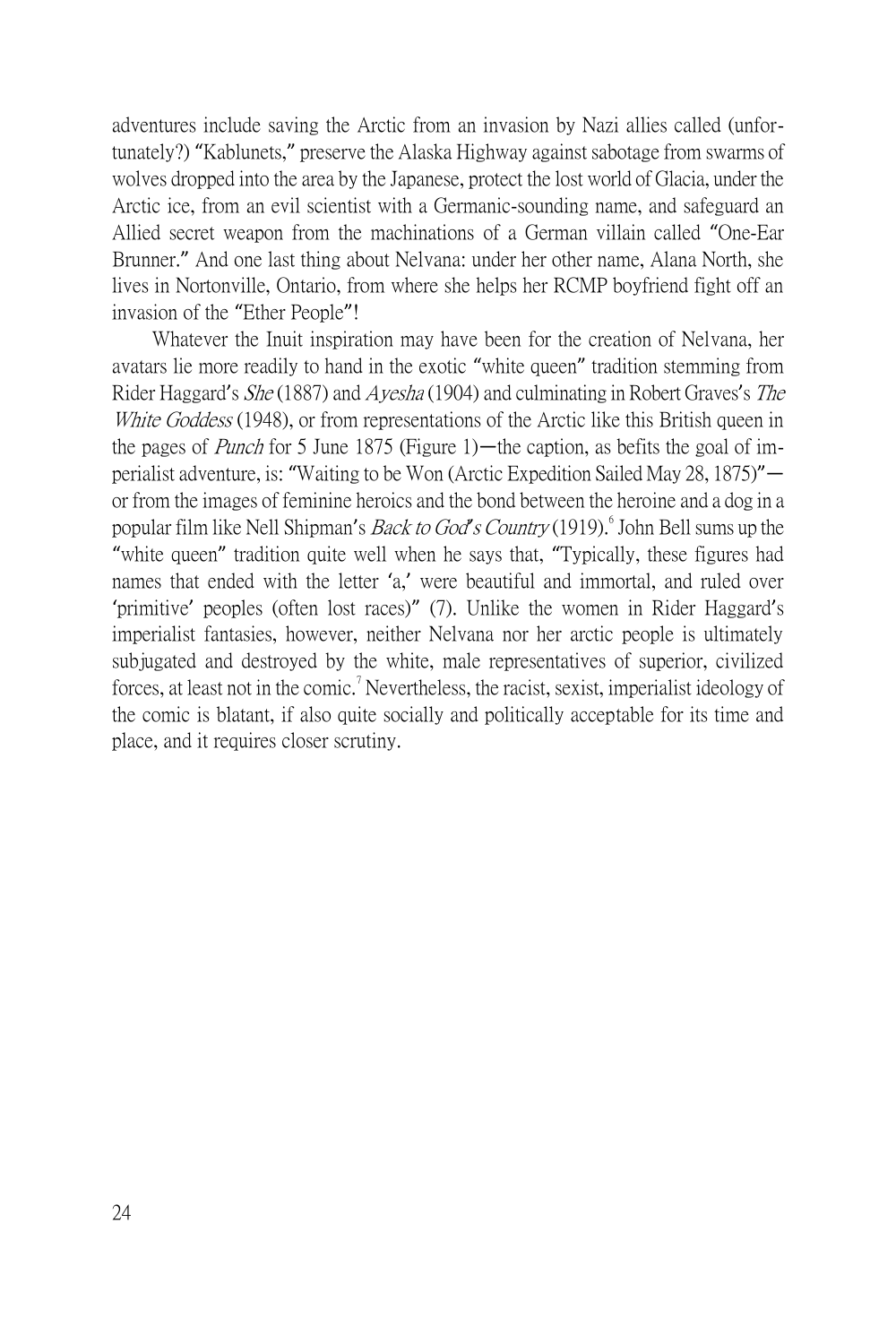adventures include saving the Arctic from an invasion by Nazi allies called (unfortunately?) "Kablunets," preserve the Alaska Highway against sabotage from swarms of wolves dropped into the area by the Japanese, protect the lost world of Glacia, under the Arctic ice, from an evil scientist with a Germanic-sounding name, and safeguard an Allied secret weapon from the machinations of a German villain called "One-Ear Brunner." And one last thing about Nelvana: under her other name, Alana North, she lives in Nortonville, Ontario, from where she helps her RCMP boyfriend fight off an invasion of the "Ether People"!

Whatever the Inuit inspiration may have been for the creation of Nelvana, her avatars lie more readily to hand in the exotic "white queen" tradition stemming from Rider Haggard's *She* (1887) and *Ayesha* (1904) and culminating in Robert Graves's *The White Goddess* (1948), or from representations of the Arctic like this British queen in the pages of *Punch* for 5 June 1875 (Figure 1)—the caption, as befits the goal of imperialist adventure, is: "Waiting to be Won (Arctic Expedition Sailed May 28, 1875)"—or from the images of feminine heroics and the bond between the heroine and a dog in a popular film like Nell Shipman's *Back to God's Country* (1919).[6] John Bell sums up the "white queen" tradition quite well when he says that, "Typically, these figures had names that ended with the letter 'a,' were beautiful and immortal, and ruled over 'primitive' peoples (often lost races)" (7). Unlike the women in Rider Haggard's imperialist fantasies, however, neither Nelvana nor her arctic people is ultimately subjugated and destroyed by the white, male representatives of superior, civilized forces, at least not in the comic.[7] Nevertheless, the racist, sexist, imperialist ideology of the comic is blatant, if also quite socially and politically acceptable for its time and place, and it requires closer scrutiny.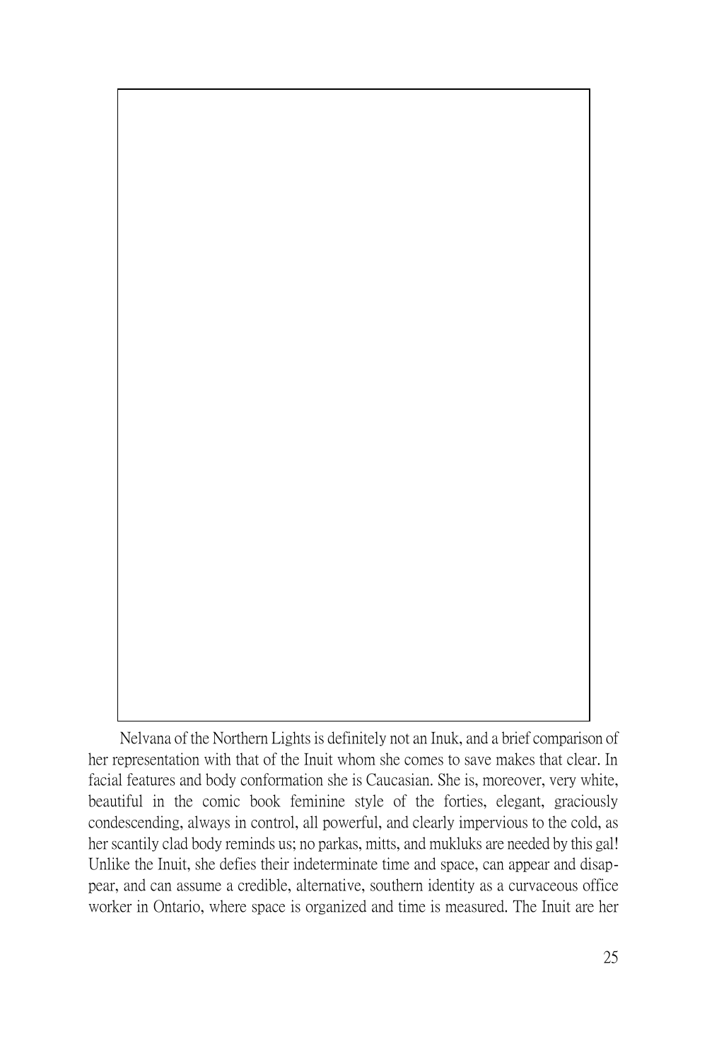Nelvana of the Northern Lights is definitely not an Inuk, and a brief comparison of her representation with that of the Inuit whom she comes to save makes that clear. In facial features and body conformation she is Caucasian. She is, moreover, very white, beautiful in the comic book feminine style of the forties, elegant, graciously condescending, always in control, all powerful, and clearly impervious to the cold, as her scantily clad body reminds us; no parkas, mitts, and mukluks are needed by this gal! Unlike the Inuit, she defies their indeterminate time and space, can appear and disappear, and can assume a credible, alternative, southern identity as a curvaceous office worker in Ontario, where space is organized and time is measured. The Inuit are her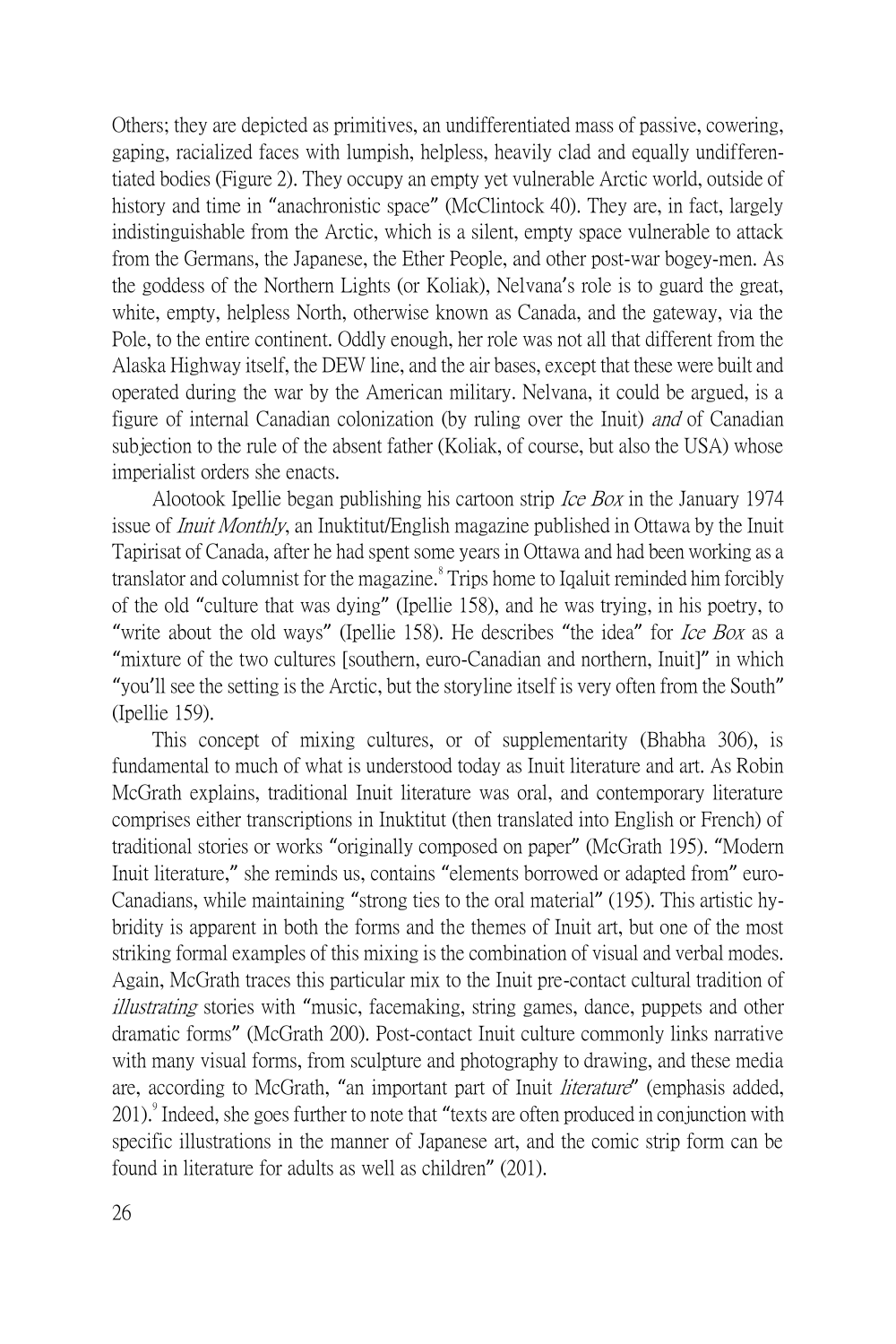Others; they are depicted as primitives, an undifferentiated mass of passive, cowering, gaping, racialized faces with lumpish, helpless, heavily clad and equally undifferentiated bodies (Figure 2). They occupy an empty yet vulnerable Arctic world, outside of history and time in "anachronistic space" (McClintock 40). They are, in fact, largely indistinguishable from the Arctic, which is a silent, empty space vulnerable to attack from the Germans, the Japanese, the Ether People, and other post-war bogey-men. As the goddess of the Northern Lights (or Koliak), Nelvana's role is to guard the great, white, empty, helpless North, otherwise known as Canada, and the gateway, via the Pole, to the entire continent. Oddly enough, her role was not all that different from the Alaska Highway itself, the DEW line, and the air bases, except that these were built and operated during the war by the American military. Nelvana, it could be argued, is a figure of internal Canadian colonization (by ruling over the Inuit) *and* of Canadian subjection to the rule of the absent father (Koliak, of course, but also the USA) whose imperialist orders she enacts.

Alootook Ipellie began publishing his cartoon strip *Ice Box* in the January 1974 issue of *Inuit Monthly*, an Inuktitut/English magazine published in Ottawa by the Inuit Tapirisat of Canada, after he had spent some years in Ottawa and had been working as a translator and columnist for the magazine.[8] Trips home to Iqaluit reminded him forcibly of the old "culture that was dying" (Ipellie 158), and he was trying, in his poetry, to "write about the old ways" (Ipellie 158). He describes "the idea" for *Ice Box* as a "mixture of the two cultures [southern, euro-Canadian and northern, Inuit]" in which "you'll see the setting is the Arctic, but the storyline itself is very often from the South" (Ipellie 159).

This concept of mixing cultures, or of supplementarity (Bhabha 306), is fundamental to much of what is understood today as Inuit literature and art. As Robin McGrath explains, traditional Inuit literature was oral, and contemporary literature comprises either transcriptions in Inuktitut (then translated into English or French) of traditional stories or works "originally composed on paper" (McGrath 195). "Modern Inuit literature," she reminds us, contains "elements borrowed or adapted from" euro-Canadians, while maintaining "strong ties to the oral material" (195). This artistic hybridity is apparent in both the forms and the themes of Inuit art, but one of the most striking formal examples of this mixing is the combination of visual and verbal modes. Again, McGrath traces this particular mix to the Inuit pre-contact cultural tradition of *illustrating* stories with "music, facemaking, string games, dance, puppets and other dramatic forms" (McGrath 200). Post-contact Inuit culture commonly links narrative with many visual forms, from sculpture and photography to drawing, and these media are, according to McGrath, "an important part of Inuit *literature*" (emphasis added, 201).[9] Indeed, she goes further to note that "texts are often produced in conjunction with specific illustrations in the manner of Japanese art, and the comic strip form can be found in literature for adults as well as children" (201).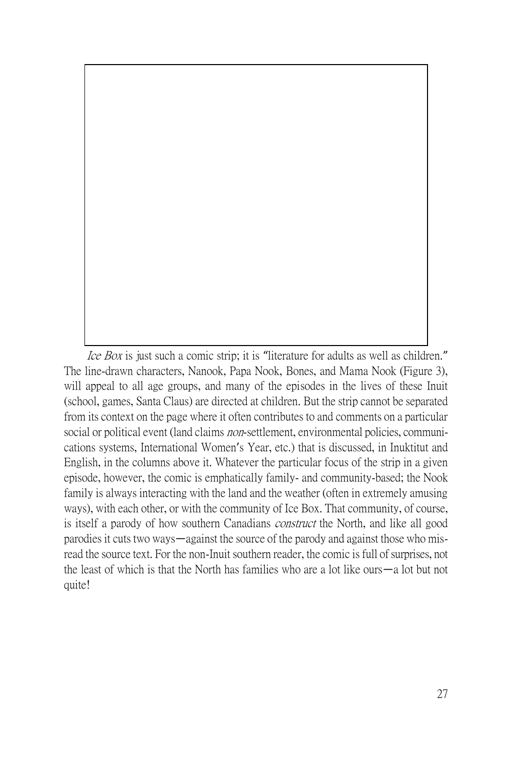*Ice Box* is just such a comic strip; it is "literature for adults as well as children." The line-drawn characters, Nanook, Papa Nook, Bones, and Mama Nook (Figure 3), will appeal to all age groups, and many of the episodes in the lives of these Inuit (school, games, Santa Claus) are directed at children. But the strip cannot be separated from its context on the page where it often contributes to and comments on a particular social or political event (land claims *non*-settlement, environmental policies, communications systems, International Women's Year, etc.) that is discussed, in Inuktitut and English, in the columns above it. Whatever the particular focus of the strip in a given episode, however, the comic is emphatically family- and community-based; the Nook family is always interacting with the land and the weather (often in extremely amusing ways), with each other, or with the community of Ice Box. That community, of course, is itself a parody of how southern Canadians *construct* the North, and like all good parodies it cuts two ways—against the source of the parody and against those who misread the source text. For the non-Inuit southern reader, the comic is full of surprises, not the least of which is that the North has families who are a lot like ours—a lot but not quite!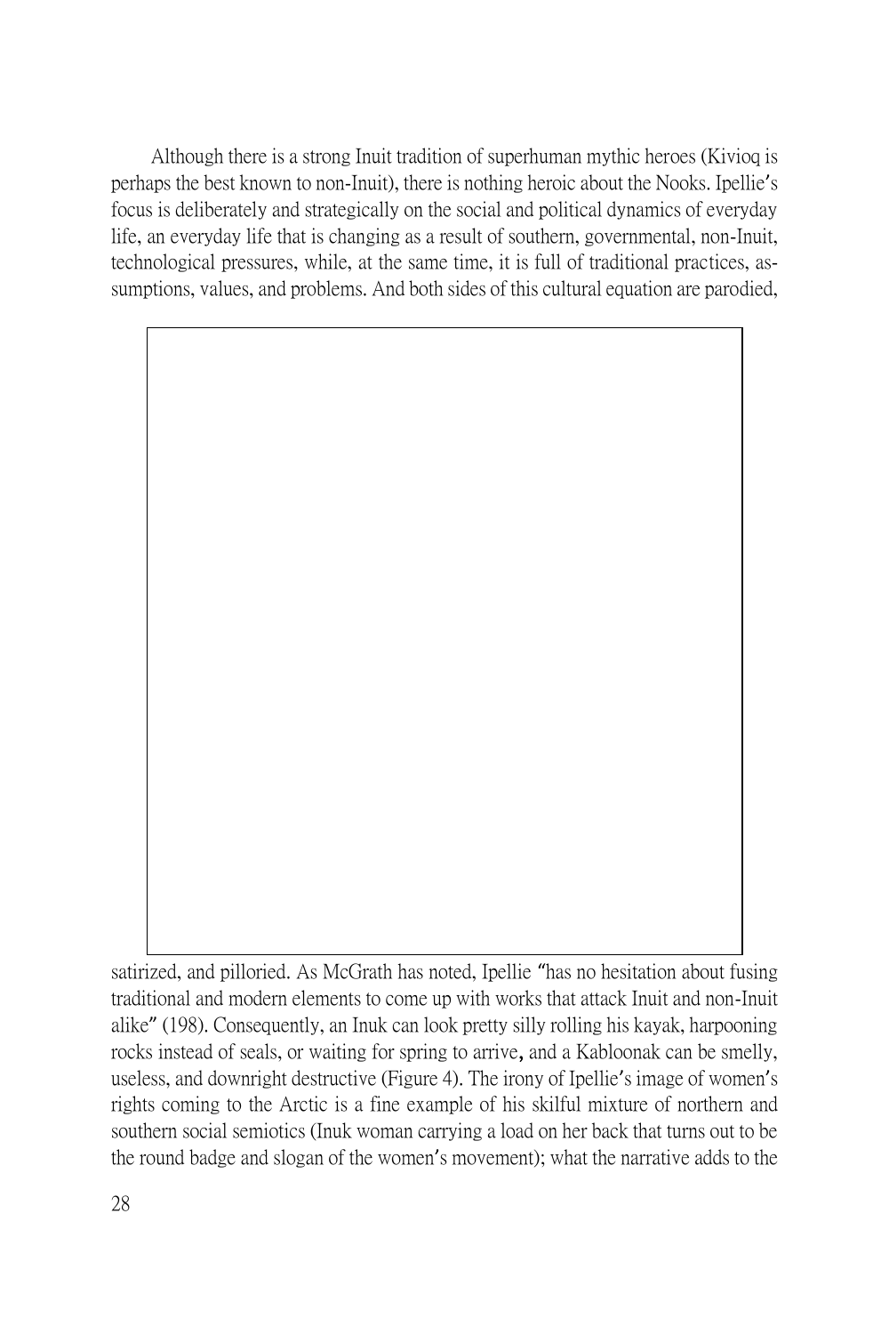Although there is a strong Inuit tradition of superhuman mythic heroes (Kivioq is perhaps the best known to non-Inuit), there is nothing heroic about the Nooks. Ipellie's focus is deliberately and strategically on the social and political dynamics of everyday life, an everyday life that is changing as a result of southern, governmental, non-Inuit, technological pressures, while, at the same time, it is full of traditional practices, assumptions, values, and problems. And both sides of this cultural equation are parodied, satirized, and pilloried. As McGrath has noted, Ipellie "has no hesitation about fusing traditional and modern elements to come up with works that attack Inuit and non-Inuit alike" (198). Consequently, an Inuk can look pretty silly rolling his kayak, harpooning rocks instead of seals, or waiting for spring to arrive, and a Kabloonak can be smelly, useless, and downright destructive (Figure 4). The irony of Ipellie's image of women's rights coming to the Arctic is a fine example of his skilful mixture of northern and southern social semiotics (Inuk woman carrying a load on her back that turns out to be the round badge and slogan of the women's movement); what the narrative adds to the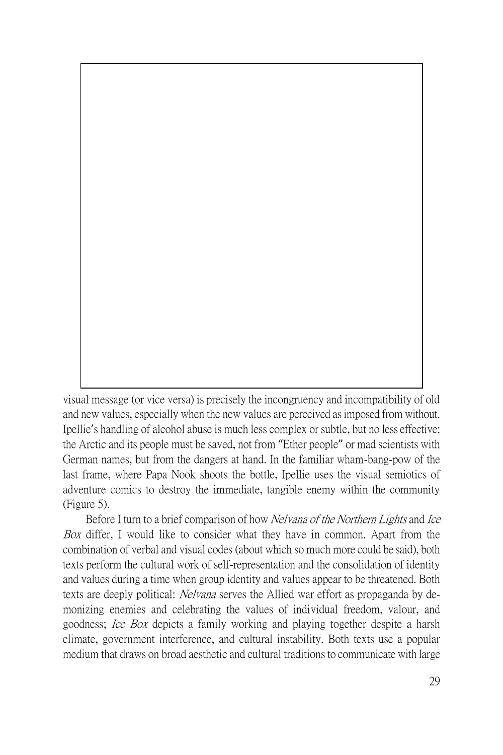visual message (or vice versa) is precisely the incongruency and incompatibility of old and new values, especially when the new values are perceived as imposed from without. Ipellie's handling of alcohol abuse is much less complex or subtle, but no less effective: the Arctic and its people must be saved, not from "Ether people" or mad scientists with German names, but from the dangers at hand. In the familiar wham-bang-pow of the last frame, where Papa Nook shoots the bottle, Ipellie uses the visual semiotics of adventure comics to destroy the immediate, tangible enemy within the community (Figure 5).

Before I turn to a brief comparison of how *Nelvana of the Northern Lights* and *Ice Box* differ, I would like to consider what they have in common. Apart from the combination of verbal and visual codes (about which so much more could be said), both texts perform the cultural work of self-representation and the consolidation of identity and values during a time when group identity and values appear to be threatened. Both texts are deeply political: *Nelvana* serves the Allied war effort as propaganda by demonizing enemies and celebrating the values of individual freedom, valour, and goodness; *Ice Box* depicts a family working and playing together despite a harsh climate, government interference, and cultural instability. Both texts use a popular medium that draws on broad aesthetic and cultural traditions to communicate with large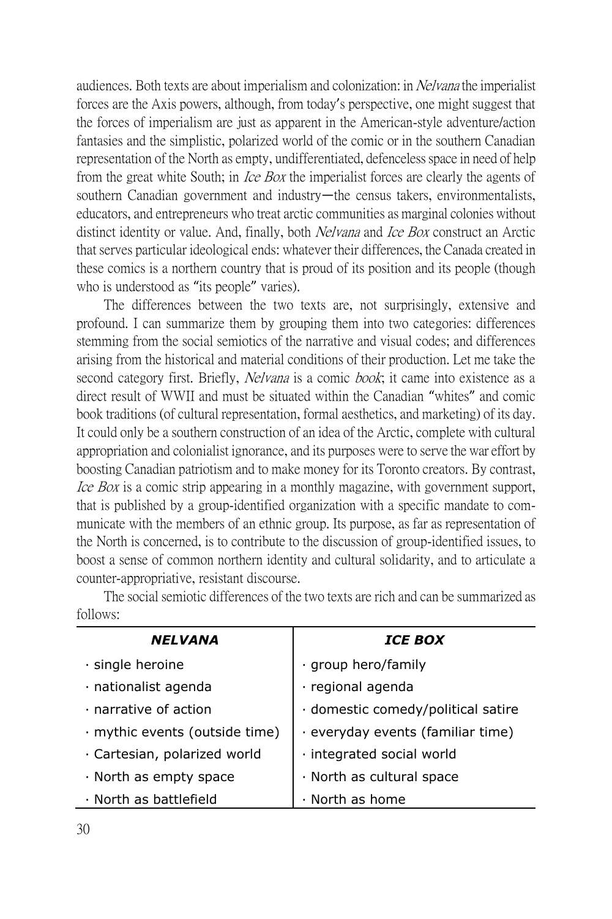audiences. Both texts are about imperialism and colonization: in *Nelvana* the imperialist forces are the Axis powers, although, from today's perspective, one might suggest that the forces of imperialism are just as apparent in the American-style adventure/action fantasies and the simplistic, polarized world of the comic or in the southern Canadian representation of the North as empty, undifferentiated, defenceless space in need of help from the great white South; in *Ice Box* the imperialist forces are clearly the agents of southern Canadian government and industry—the census takers, environmentalists, educators, and entrepreneurs who treat arctic communities as marginal colonies without distinct identity or value. And, finally, both *Nelvana* and *Ice Box* construct an Arctic that serves particular ideological ends: whatever their differences, the Canada created in these comics is a northern country that is proud of its position and its people (though who is understood as "its people" varies).

The differences between the two texts are, not surprisingly, extensive and profound. I can summarize them by grouping them into two categories: differences stemming from the social semiotics of the narrative and visual codes; and differences arising from the historical and material conditions of their production. Let me take the second category first. Briefly, *Nelvana* is a comic *book*; it came into existence as a direct result of WWII and must be situated within the Canadian "whites" and comic book traditions (of cultural representation, formal aesthetics, and marketing) of its day. It could only be a southern construction of an idea of the Arctic, complete with cultural appropriation and colonialist ignorance, and its purposes were to serve the war effort by boosting Canadian patriotism and to make money for its Toronto creators. By contrast, *Ice Box* is a comic strip appearing in a monthly magazine, with government support, that is published by a group-identified organization with a specific mandate to communicate with the members of an ethnic group. Its purpose, as far as representation of the North is concerned, is to contribute to the discussion of group-identified issues, to boost a sense of common northern identity and cultural solidarity, and to articulate a counter-appropriative, resistant discourse.

The social semiotic differences of the two texts are rich and can be summarized as follows:

| ***NELVANA*** | ***ICE BOX*** |
|---|---|
| · single heroine | · group hero/family |
| · nationalist agenda | · regional agenda |
| · narrative of action | · domestic comedy/political satire |
| · mythic events (outside time) | · everyday events (familiar time) |
| · Cartesian, polarized world | · integrated social world |
| · North as empty space | · North as cultural space |
| · North as battlefield | · North as home |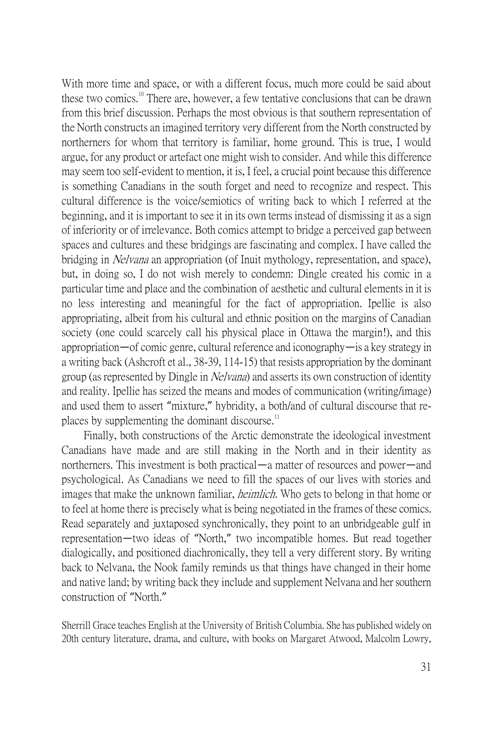With more time and space, or with a different focus, much more could be said about these two comics.[10] There are, however, a few tentative conclusions that can be drawn from this brief discussion. Perhaps the most obvious is that southern representation of the North constructs an imagined territory very different from the North constructed by northerners for whom that territory is familiar, home ground. This is true, I would argue, for any product or artefact one might wish to consider. And while this difference may seem too self-evident to mention, it is, I feel, a crucial point because this difference is something Canadians in the south forget and need to recognize and respect. This cultural difference is the voice/semiotics of writing back to which I referred at the beginning, and it is important to see it in its own terms instead of dismissing it as a sign of inferiority or of irrelevance. Both comics attempt to bridge a perceived gap between spaces and cultures and these bridgings are fascinating and complex. I have called the bridging in *Nelvana* an appropriation (of Inuit mythology, representation, and space), but, in doing so, I do not wish merely to condemn: Dingle created his comic in a particular time and place and the combination of aesthetic and cultural elements in it is no less interesting and meaningful for the fact of appropriation. Ipellie is also appropriating, albeit from his cultural and ethnic position on the margins of Canadian society (one could scarcely call his physical place in Ottawa the margin!), and this appropriation—of comic genre, cultural reference and iconography—is a key strategy in a writing back (Ashcroft et al., 38-39, 114-15) that resists appropriation by the dominant group (as represented by Dingle in *Nelvana*) and asserts its own construction of identity and reality. Ipellie has seized the means and modes of communication (writing/image) and used them to assert "mixture," hybridity, a both/and of cultural discourse that re-places by supplementing the dominant discourse.[11]

Finally, both constructions of the Arctic demonstrate the ideological investment Canadians have made and are still making in the North and in their identity as northerners. This investment is both practical—a matter of resources and power—and psychological. As Canadians we need to fill the spaces of our lives with stories and images that make the unknown familiar, *heimlich*. Who gets to belong in that home or to feel at home there is precisely what is being negotiated in the frames of these comics. Read separately and juxtaposed synchronically, they point to an unbridgeable gulf in representation—two ideas of "North," two incompatible homes. But read together dialogically, and positioned diachronically, they tell a very different story. By writing back to Nelvana, the Nook family reminds us that things have changed in their home and native land; by writing back they include and supplement Nelvana and her southern construction of "North."

Sherrill Grace teaches English at the University of British Columbia. She has published widely on 20th century literature, drama, and culture, with books on Margaret Atwood, Malcolm Lowry,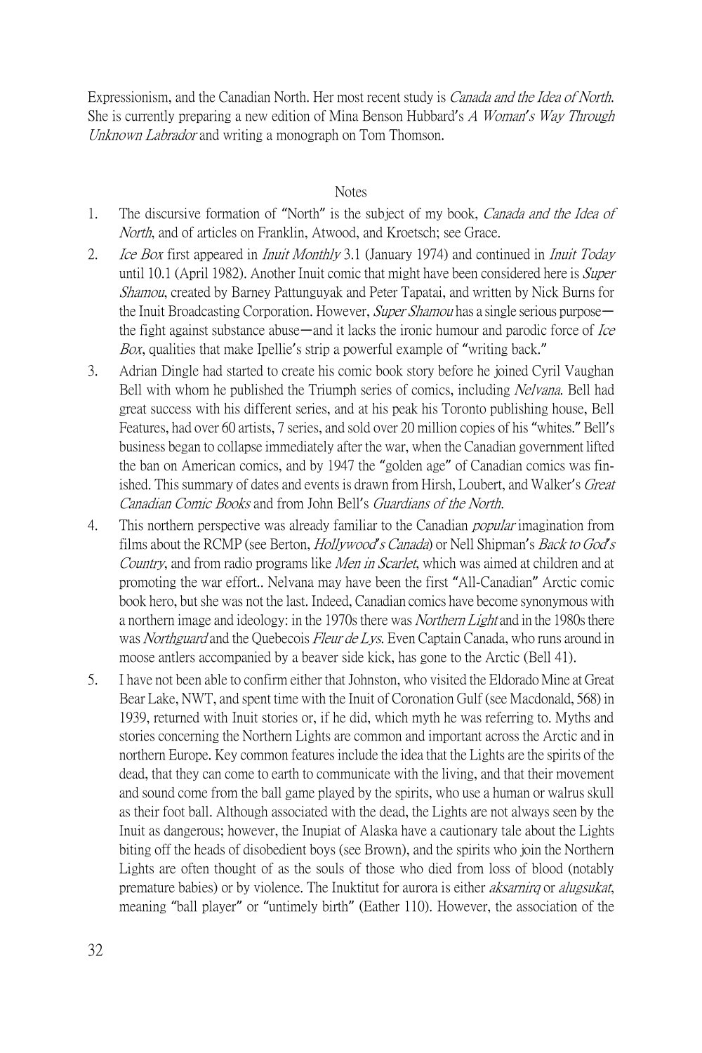Expressionism, and the Canadian North. Her most recent study is *Canada and the Idea of North*. She is currently preparing a new edition of Mina Benson Hubbard's *A Woman's Way Through Unknown Labrador* and writing a monograph on Tom Thomson.

## Notes

1. The discursive formation of "North" is the subject of my book, *Canada and the Idea of North*, and of articles on Franklin, Atwood, and Kroetsch; see Grace.
2. *Ice Box* first appeared in *Inuit Monthly* 3.1 (January 1974) and continued in *Inuit Today* until 10.1 (April 1982). Another Inuit comic that might have been considered here is *Super Shamou*, created by Barney Pattunguyak and Peter Tapatai, and written by Nick Burns for the Inuit Broadcasting Corporation. However, *Super Shamou* has a single serious purpose—the fight against substance abuse—and it lacks the ironic humour and parodic force of *Ice Box*, qualities that make Ipellie's strip a powerful example of "writing back."
3. Adrian Dingle had started to create his comic book story before he joined Cyril Vaughan Bell with whom he published the Triumph series of comics, including *Nelvana*. Bell had great success with his different series, and at his peak his Toronto publishing house, Bell Features, had over 60 artists, 7 series, and sold over 20 million copies of his "whites." Bell's business began to collapse immediately after the war, when the Canadian government lifted the ban on American comics, and by 1947 the "golden age" of Canadian comics was finished. This summary of dates and events is drawn from Hirsh, Loubert, and Walker's *Great Canadian Comic Books* and from John Bell's *Guardians of the North*.
4. This northern perspective was already familiar to the Canadian *popular* imagination from films about the RCMP (see Berton, *Hollywood's Canada*) or Nell Shipman's *Back to God's Country*, and from radio programs like *Men in Scarlet*, which was aimed at children and at promoting the war effort.. Nelvana may have been the first "All-Canadian" Arctic comic book hero, but she was not the last. Indeed, Canadian comics have become synonymous with a northern image and ideology: in the 1970s there was *Northern Light* and in the 1980s there was *Northguard* and the Quebecois *Fleur de Lys*. Even Captain Canada, who runs around in moose antlers accompanied by a beaver side kick, has gone to the Arctic (Bell 41).
5. I have not been able to confirm either that Johnston, who visited the Eldorado Mine at Great Bear Lake, NWT, and spent time with the Inuit of Coronation Gulf (see Macdonald, 568) in 1939, returned with Inuit stories or, if he did, which myth he was referring to. Myths and stories concerning the Northern Lights are common and important across the Arctic and in northern Europe. Key common features include the idea that the Lights are the spirits of the dead, that they can come to earth to communicate with the living, and that their movement and sound come from the ball game played by the spirits, who use a human or walrus skull as their foot ball. Although associated with the dead, the Lights are not always seen by the Inuit as dangerous; however, the Inupiat of Alaska have a cautionary tale about the Lights biting off the heads of disobedient boys (see Brown), and the spirits who join the Northern Lights are often thought of as the souls of those who died from loss of blood (notably premature babies) or by violence. The Inuktitut for aurora is either *aksarnirq* or *alugsukat*, meaning "ball player" or "untimely birth" (Eather 110). However, the association of the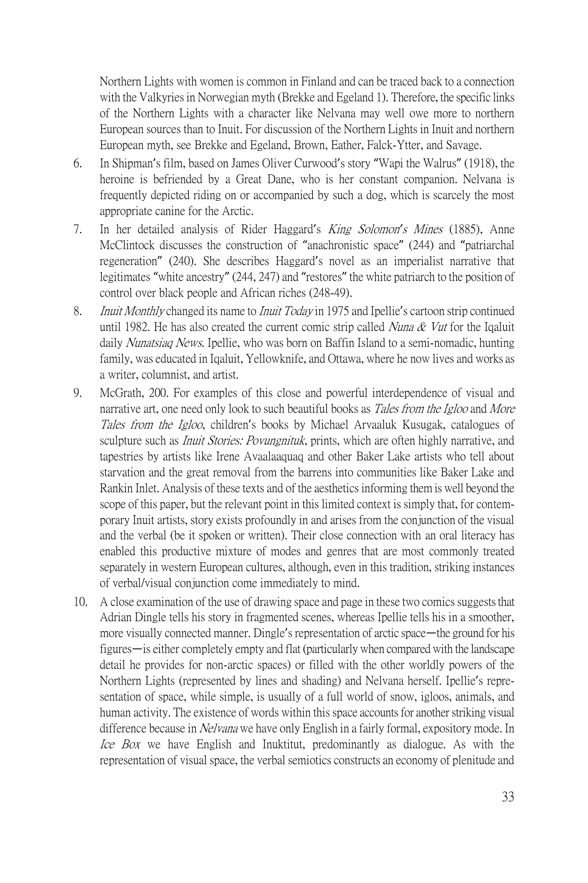Northern Lights with women is common in Finland and can be traced back to a connection with the Valkyries in Norwegian myth (Brekke and Egeland 1). Therefore, the specific links of the Northern Lights with a character like Nelvana may well owe more to northern European sources than to Inuit. For discussion of the Northern Lights in Inuit and northern European myth, see Brekke and Egeland, Brown, Eather, Falck-Ytter, and Savage.

6. In Shipman's film, based on James Oliver Curwood's story "Wapi the Walrus" (1918), the heroine is befriended by a Great Dane, who is her constant companion. Nelvana is frequently depicted riding on or accompanied by such a dog, which is scarcely the most appropriate canine for the Arctic.
7. In her detailed analysis of Rider Haggard's *King Solomon's Mines* (1885), Anne McClintock discusses the construction of "anachronistic space" (244) and "patriarchal regeneration" (240). She describes Haggard's novel as an imperialist narrative that legitimates "white ancestry" (244, 247) and "restores" the white patriarch to the position of control over black people and African riches (248-49).
8. *Inuit Monthly* changed its name to *Inuit Today* in 1975 and Ipellie's cartoon strip continued until 1982. He has also created the current comic strip called *Nuna & Vut* for the Iqaluit daily *Nunatsiaq News*. Ipellie, who was born on Baffin Island to a semi-nomadic, hunting family, was educated in Iqaluit, Yellowknife, and Ottawa, where he now lives and works as a writer, columnist, and artist.
9. McGrath, 200. For examples of this close and powerful interdependence of visual and narrative art, one need only look to such beautiful books as *Tales from the Igloo* and *More Tales from the Igloo*, children's books by Michael Arvaaluk Kusugak, catalogues of sculpture such as *Inuit Stories: Povungnituk*, prints, which are often highly narrative, and tapestries by artists like Irene Avaalaaquaq and other Baker Lake artists who tell about starvation and the great removal from the barrens into communities like Baker Lake and Rankin Inlet. Analysis of these texts and of the aesthetics informing them is well beyond the scope of this paper, but the relevant point in this limited context is simply that, for contemporary Inuit artists, story exists profoundly in and arises from the conjunction of the visual and the verbal (be it spoken or written). Their close connection with an oral literacy has enabled this productive mixture of modes and genres that are most commonly treated separately in western European cultures, although, even in this tradition, striking instances of verbal/visual conjunction come immediately to mind.
10. A close examination of the use of drawing space and page in these two comics suggests that Adrian Dingle tells his story in fragmented scenes, whereas Ipellie tells his in a smoother, more visually connected manner. Dingle's representation of arctic space—the ground for his figures—is either completely empty and flat (particularly when compared with the landscape detail he provides for non-arctic spaces) or filled with the other worldly powers of the Northern Lights (represented by lines and shading) and Nelvana herself. Ipellie's representation of space, while simple, is usually of a full world of snow, igloos, animals, and human activity. The existence of words within this space accounts for another striking visual difference because in *Nelvana* we have only English in a fairly formal, expository mode. In *Ice Box* we have English and Inuktitut, predominantly as dialogue. As with the representation of visual space, the verbal semiotics constructs an economy of plenitude and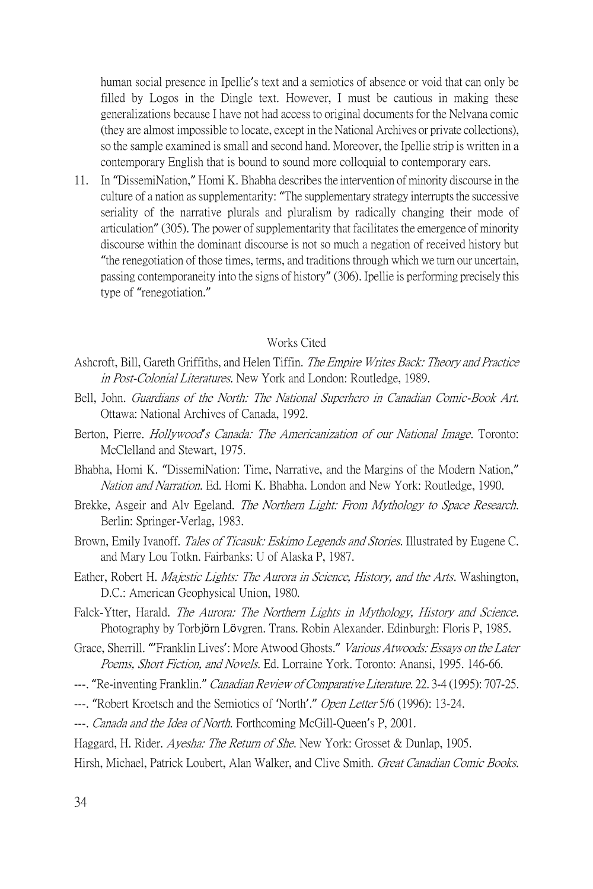human social presence in Ipellie's text and a semiotics of absence or void that can only be filled by Logos in the Dingle text. However, I must be cautious in making these generalizations because I have not had access to original documents for the Nelvana comic (they are almost impossible to locate, except in the National Archives or private collections), so the sample examined is small and second hand. Moreover, the Ipellie strip is written in a contemporary English that is bound to sound more colloquial to contemporary ears.

11. In "DissemiNation," Homi K. Bhabha describes the intervention of minority discourse in the culture of a nation as supplementarity: "The supplementary strategy interrupts the successive seriality of the narrative plurals and pluralism by radically changing their mode of articulation" (305). The power of supplementarity that facilitates the emergence of minority discourse within the dominant discourse is not so much a negation of received history but "the renegotiation of those times, terms, and traditions through which we turn our uncertain, passing contemporaneity into the signs of history" (306). Ipellie is performing precisely this type of "renegotiation."

## Works Cited

Ashcroft, Bill, Gareth Griffiths, and Helen Tiffin. *The Empire Writes Back: Theory and Practice in Post-Colonial Literatures*. New York and London: Routledge, 1989.

Bell, John. *Guardians of the North: The National Superhero in Canadian Comic-Book Art*. Ottawa: National Archives of Canada, 1992.

Berton, Pierre. *Hollywood's Canada: The Americanization of our National Image*. Toronto: McClelland and Stewart, 1975.

Bhabha, Homi K. "DissemiNation: Time, Narrative, and the Margins of the Modern Nation," *Nation and Narration*. Ed. Homi K. Bhabha. London and New York: Routledge, 1990.

Brekke, Asgeir and Alv Egeland. *The Northern Light: From Mythology to Space Research*. Berlin: Springer-Verlag, 1983.

Brown, Emily Ivanoff. *Tales of Ticasuk: Eskimo Legends and Stories*. Illustrated by Eugene C. and Mary Lou Totkn. Fairbanks: U of Alaska P, 1987.

Eather, Robert H. *Majestic Lights: The Aurora in Science, History, and the Arts*. Washington, D.C.: American Geophysical Union, 1980.

Falck-Ytter, Harald. *The Aurora: The Northern Lights in Mythology, History and Science*. Photography by Torbjörn Lövgren. Trans. Robin Alexander. Edinburgh: Floris P, 1985.

Grace, Sherrill. "'Franklin Lives': More Atwood Ghosts." *Various Atwoods: Essays on the Later Poems, Short Fiction, and Novels*. Ed. Lorraine York. Toronto: Anansi, 1995. 146-66.

---. "Re-inventing Franklin." *Canadian Review of Comparative Literature*. 22. 3-4 (1995): 707-25.

---. "Robert Kroetsch and the Semiotics of 'North'." *Open Letter* 5/6 (1996): 13-24.

---. *Canada and the Idea of North*. Forthcoming McGill-Queen's P, 2001.

Haggard, H. Rider. *Ayesha: The Return of She*. New York: Grosset & Dunlap, 1905.

Hirsh, Michael, Patrick Loubert, Alan Walker, and Clive Smith. *Great Canadian Comic Books*.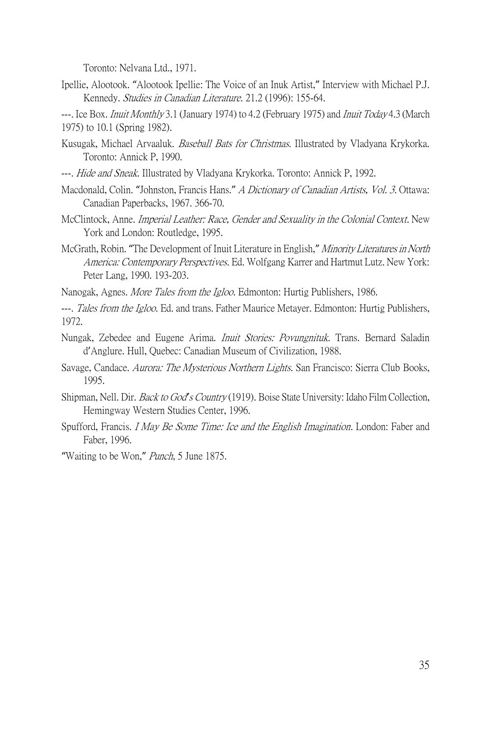Toronto: Nelvana Ltd., 1971.

Ipellie, Alootook. "Alootook Ipellie: The Voice of an Inuk Artist," Interview with Michael P.J. Kennedy. *Studies in Canadian Literature*. 21.2 (1996): 155-64.

---. Ice Box. *Inuit Monthly* 3.1 (January 1974) to 4.2 (February 1975) and *Inuit Today* 4.3 (March 1975) to 10.1 (Spring 1982).

Kusugak, Michael Arvaaluk. *Baseball Bats for Christmas*. Illustrated by Vladyana Krykorka. Toronto: Annick P, 1990.

---. *Hide and Sneak*. Illustrated by Vladyana Krykorka. Toronto: Annick P, 1992.

Macdonald, Colin. "Johnston, Francis Hans." *A Dictionary of Canadian Artists, Vol. 3*. Ottawa: Canadian Paperbacks, 1967. 366-70.

McClintock, Anne. *Imperial Leather: Race, Gender and Sexuality in the Colonial Context*. New York and London: Routledge, 1995.

McGrath, Robin. "The Development of Inuit Literature in English," *Minority Literatures in North America: Contemporary Perspectives*. Ed. Wolfgang Karrer and Hartmut Lutz. New York: Peter Lang, 1990. 193-203.

Nanogak, Agnes. *More Tales from the Igloo*. Edmonton: Hurtig Publishers, 1986.

---. *Tales from the Igloo*. Ed. and trans. Father Maurice Metayer. Edmonton: Hurtig Publishers, 1972.

Nungak, Zebedee and Eugene Arima. *Inuit Stories: Povungnituk*. Trans. Bernard Saladin d'Anglure. Hull, Quebec: Canadian Museum of Civilization, 1988.

Savage, Candace. *Aurora: The Mysterious Northern Lights*. San Francisco: Sierra Club Books, 1995.

Shipman, Nell. Dir. *Back to God's Country* (1919). Boise State University: Idaho Film Collection, Hemingway Western Studies Center, 1996.

Spufford, Francis. *I May Be Some Time: Ice and the English Imagination*. London: Faber and Faber, 1996.

"Waiting to be Won," *Punch*, 5 June 1875.